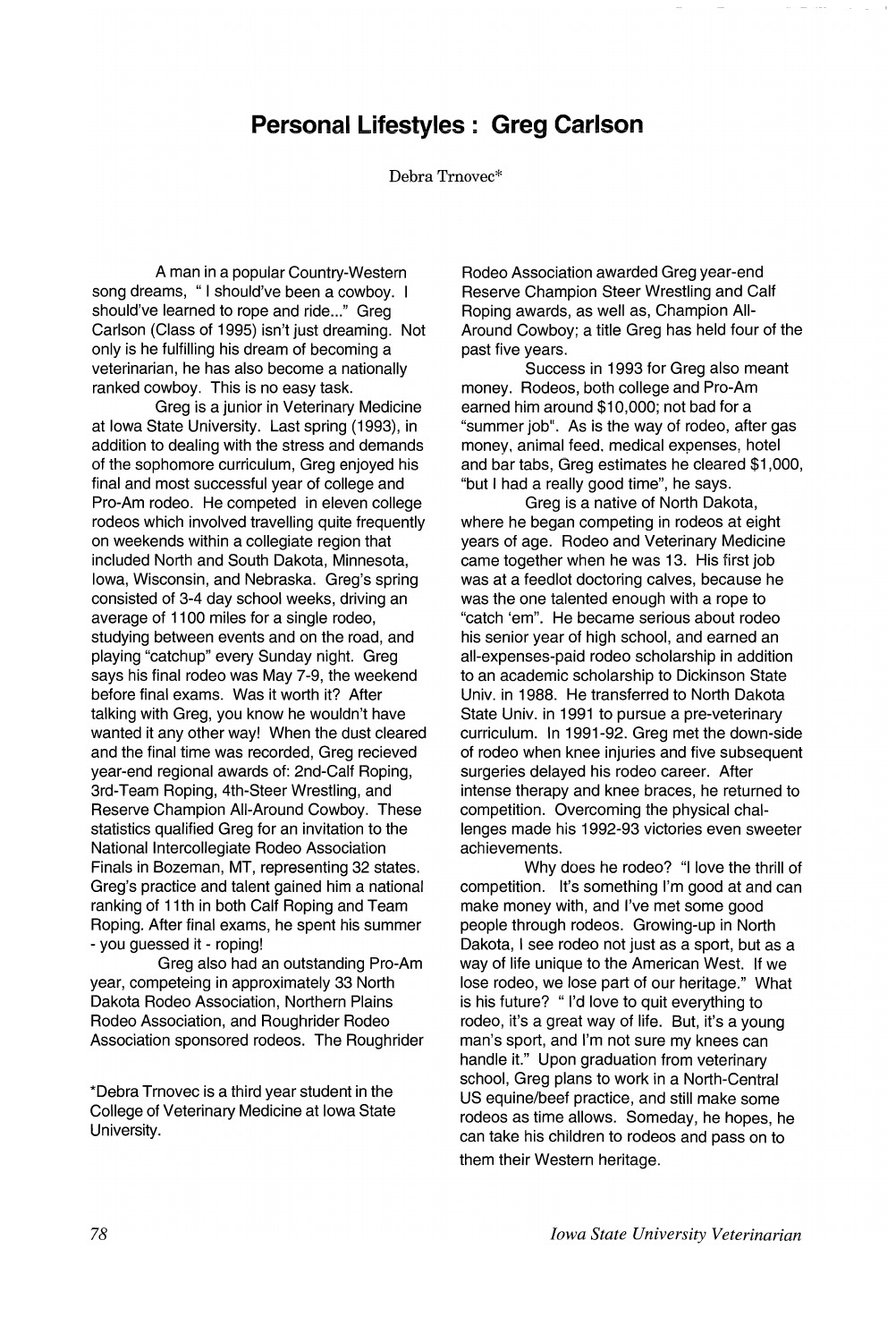# Personal Lifestyles : Greg Carlson

Debra Trnovec*

A man in a popular Country-Western song dreams, " I should've been a cowboy. I should've learned to rope and ride..." Greg Carlson (Class of 1995) isn't just dreaming. Not only is he fulfilling his dream of becoming a veterinarian, he has also become a nationally ranked cowboy. This is no easy task.

Greg is a junior in Veterinary Medicine at Iowa State University. Last spring (1993), in addition to dealing with the stress and demands of the sophomore curriculum, Greg enjoyed his final and most successful year of college and Pro-Am rodeo. He competed in eleven college rodeos which involved travelling quite frequently on weekends within a collegiate region that included North and South Dakota, Minnesota, Iowa, Wisconsin, and Nebraska. Greg's spring consisted of 3-4 day school weeks, driving an average of 1100 miles for a single rodeo, studying between events and on the road, and playing "catchup" every Sunday night. Greg says his final rodeo was May 7-9, the weekend before final exams. Was it worth it? After talking with Greg, you know he wouldn't have wanted it any other way! When the dust cleared and the final time was recorded, Greg recieved year-end regional awards of: 2nd-Calf Roping, 3rd-Team Roping, 4th-Steer Wrestling, and Reserve Champion All-Around Cowboy. These statistics qualified Greg for an invitation to the National Intercollegiate Rodeo Association Finals in Bozeman, MT, representing 32 states. Greg's practice and talent gained him a national ranking of 11th in both Calf Roping and Team Roping. After final exams, he spent his summer - you guessed it - roping!

Greg also had an outstanding Pro-Am year, competeing in approximately 33 North Dakota Rodeo Association, Northern Plains Rodeo Association, and Roughrider Rodeo Association sponsored rodeos. The Roughrider Rodeo Association awarded Greg year-end Reserve Champion Steer Wrestling and Calf Roping awards, as well as, Champion All-Around Cowboy; a title Greg has held four of the past five years.

Success in 1993 for Greg also meant money. Rodeos, both college and Pro-Am earned him around $10,000; not bad for a "summer job". As is the way of rodeo, after gas money, animal feed, medical expenses, hotel and bar tabs, Greg estimates he cleared $1,000, "but I had a really good time", he says.

Greg is a native of North Dakota, where he began competing in rodeos at eight years of age. Rodeo and Veterinary Medicine came together when he was 13. His first job was at a feedlot doctoring calves, because he was the one talented enough with a rope to "catch 'em". He became serious about rodeo his senior year of high school, and earned an all-expenses-paid rodeo scholarship in addition to an academic scholarship to Dickinson State Univ. in 1988. He transferred to North Dakota State Univ. in 1991 to pursue a pre-veterinary curriculum. In 1991-92. Greg met the down-side of rodeo when knee injuries and five subsequent surgeries delayed his rodeo career. After intense therapy and knee braces, he returned to competition. Overcoming the physical challenges made his 1992-93 victories even sweeter achievements.

Why does he rodeo? "I love the thrill of competition. It's something I'm good at and can make money with, and I've met some good people through rodeos. Growing-up in North Dakota, I see rodeo not just as a sport, but as a way of life unique to the American West. If we lose rodeo, we lose part of our heritage." What is his future? " I'd love to quit everything to rodeo, it's a great way of life. But, it's a young man's sport, and I'm not sure my knees can handle it." Upon graduation from veterinary school, Greg plans to work in a North-Central US equine/beef practice, and still make some rodeos as time allows. Someday, he hopes, he can take his children to rodeos and pass on to them their Western heritage.

*Debra Trnovec is a third year student in the College of Veterinary Medicine at Iowa State University.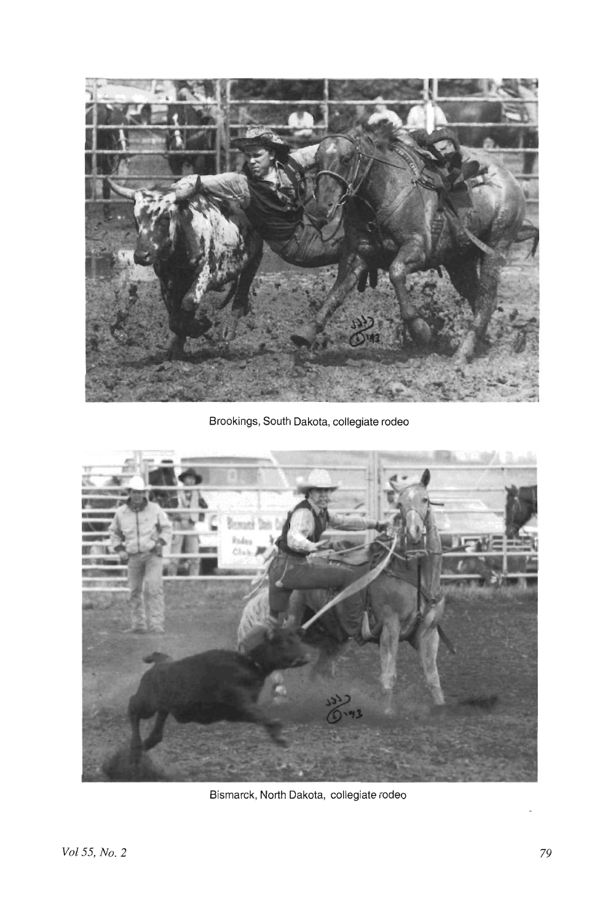Brookings, South Dakota, collegiate rodeo

Bismarck, North Dakota, collegiate rodeo